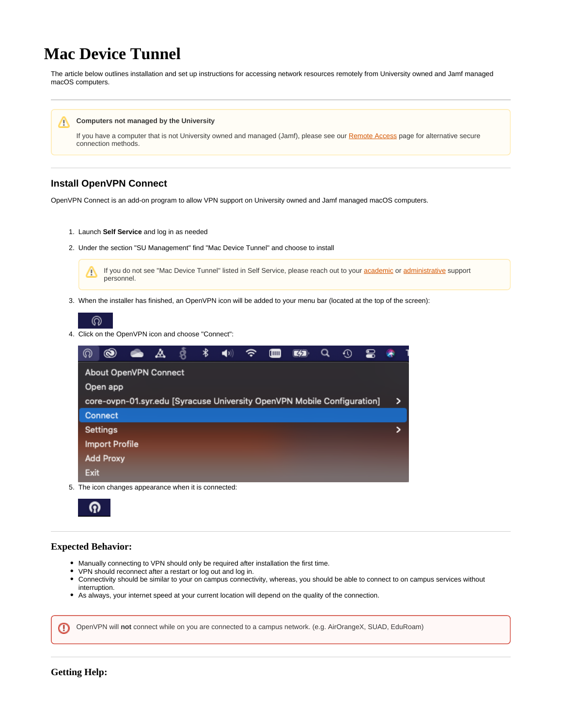# Mac Device Tunnel

The article below outlines installation and set up instructions for accessing network resources remotely from University owned and Jamf managed macOS computers.

---

> **Computers not managed by the University**
>
> If you have a computer that is not University owned and managed (Jamf), please see our Remote Access page for alternative secure connection methods.

---

## Install OpenVPN Connect

OpenVPN Connect is an add-on program to allow VPN support on University owned and Jamf managed macOS computers.

1. Launch **Self Service** and log in as needed
2. Under the section "SU Management" find "Mac Device Tunnel" and choose to install

   > If you do not see "Mac Device Tunnel" listed in Self Service, please reach out to your academic or administrative support personnel.

3. When the installer has finished, an OpenVPN icon will be added to your menu bar (located at the top of the screen):
4. Click on the OpenVPN icon and choose "Connect":
5. The icon changes appearance when it is connected:

---

### Expected Behavior:

- Manually connecting to VPN should only be required after installation the first time.
- VPN should reconnect after a restart or log out and log in.
- Connectivity should be similar to your on campus connectivity, whereas, you should be able to connect to on campus services without interruption.
- As always, your internet speed at your current location will depend on the quality of the connection.

> OpenVPN will **not** connect while on you are connected to a campus network. (e.g. AirOrangeX, SUAD, EduRoam)

---

### Getting Help: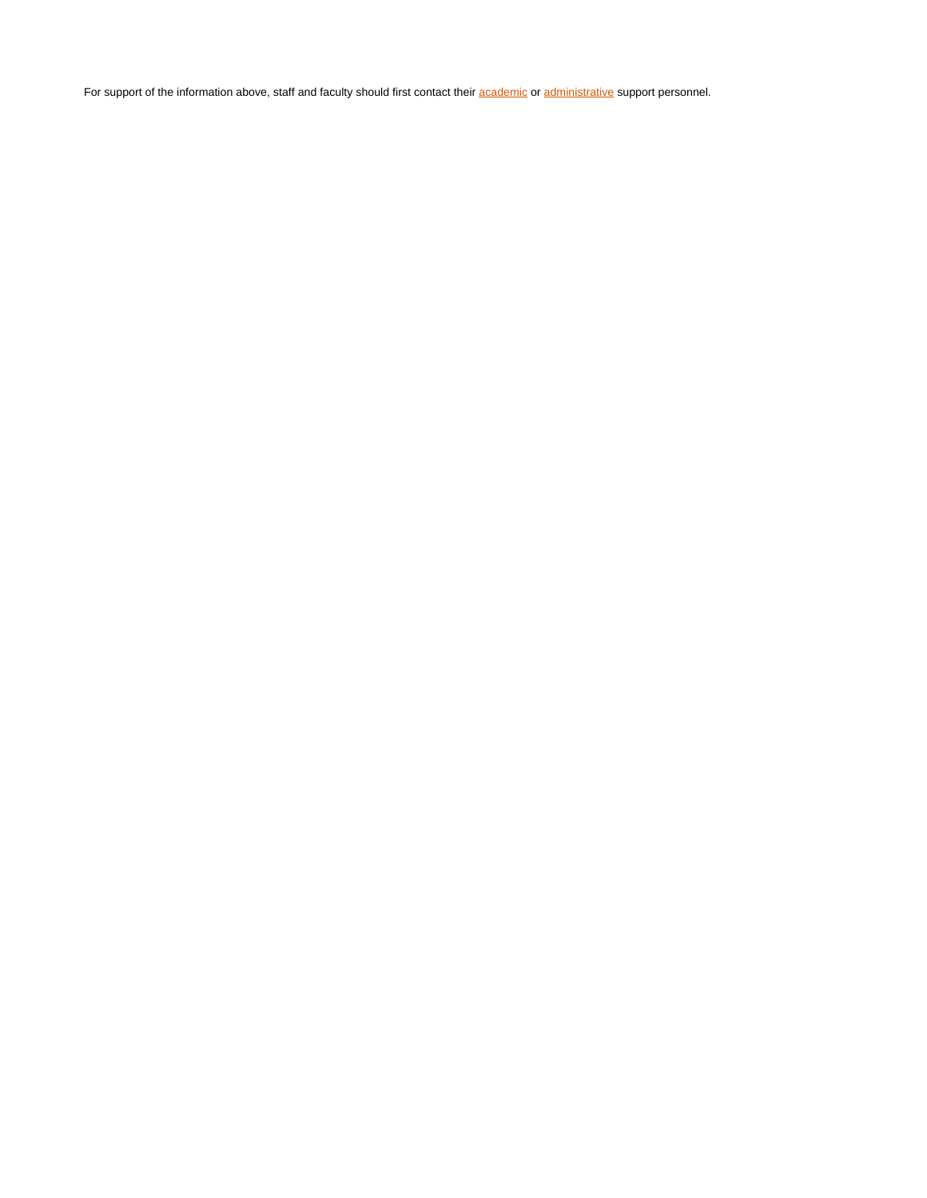For support of the information above, staff and faculty should first contact their academic or administrative support personnel.